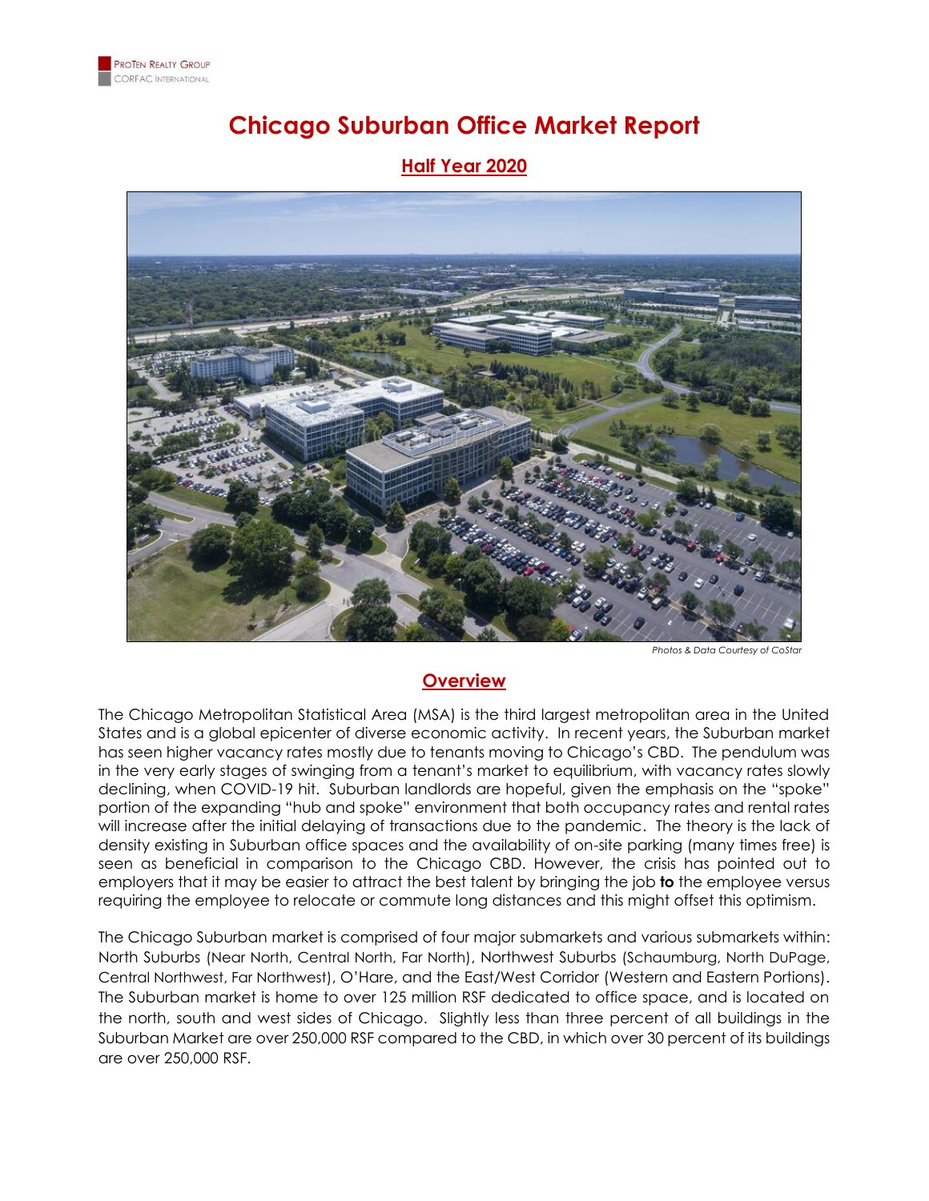# Chicago Suburban Office Market Report

## Half Year 2020

*Photos & Data Courtesy of CoStar*

## Overview

The Chicago Metropolitan Statistical Area (MSA) is the third largest metropolitan area in the United States and is a global epicenter of diverse economic activity. In recent years, the Suburban market has seen higher vacancy rates mostly due to tenants moving to Chicago's CBD. The pendulum was in the very early stages of swinging from a tenant's market to equilibrium, with vacancy rates slowly declining, when COVID-19 hit. Suburban landlords are hopeful, given the emphasis on the "spoke" portion of the expanding "hub and spoke" environment that both occupancy rates and rental rates will increase after the initial delaying of transactions due to the pandemic. The theory is the lack of density existing in Suburban office spaces and the availability of on-site parking (many times free) is seen as beneficial in comparison to the Chicago CBD. However, the crisis has pointed out to employers that it may be easier to attract the best talent by bringing the job **to** the employee versus requiring the employee to relocate or commute long distances and this might offset this optimism.

The Chicago Suburban market is comprised of four major submarkets and various submarkets within: North Suburbs (Near North, Central North, Far North), Northwest Suburbs (Schaumburg, North DuPage, Central Northwest, Far Northwest), O'Hare, and the East/West Corridor (Western and Eastern Portions). The Suburban market is home to over 125 million RSF dedicated to office space, and is located on the north, south and west sides of Chicago. Slightly less than three percent of all buildings in the Suburban Market are over 250,000 RSF compared to the CBD, in which over 30 percent of its buildings are over 250,000 RSF.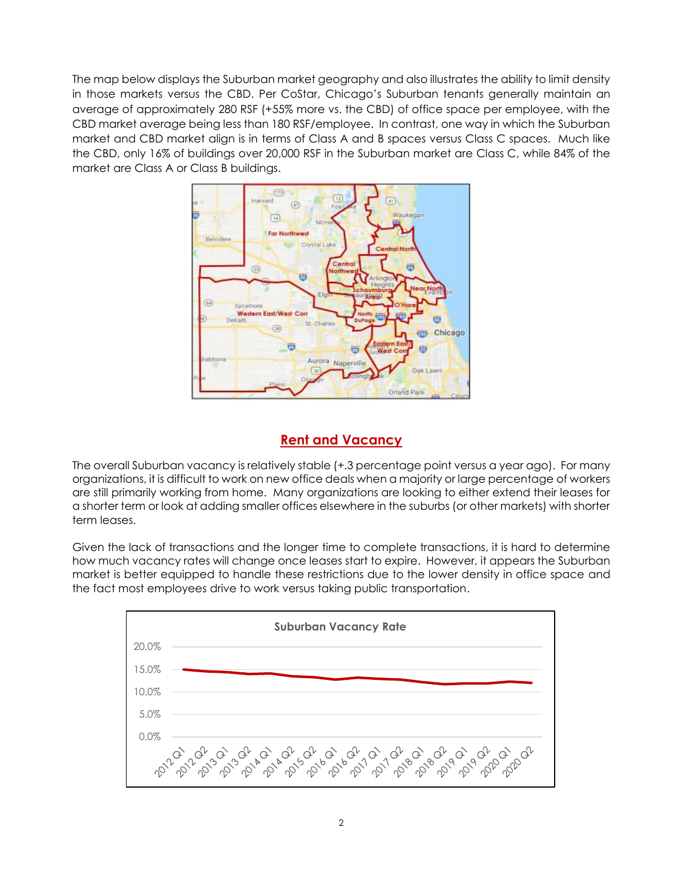The map below displays the Suburban market geography and also illustrates the ability to limit density in those markets versus the CBD. Per CoStar, Chicago's Suburban tenants generally maintain an average of approximately 280 RSF (+55% more vs. the CBD) of office space per employee, with the CBD market average being less than 180 RSF/employee. In contrast, one way in which the Suburban market and CBD market align is in terms of Class A and B spaces versus Class C spaces. Much like the CBD, only 16% of buildings over 20,000 RSF in the Suburban market are Class C, while 84% of the market are Class A or Class B buildings.

## Rent and Vacancy

The overall Suburban vacancy is relatively stable (+.3 percentage point versus a year ago). For many organizations, it is difficult to work on new office deals when a majority or large percentage of workers are still primarily working from home. Many organizations are looking to either extend their leases for a shorter term or look at adding smaller offices elsewhere in the suburbs (or other markets) with shorter term leases.

Given the lack of transactions and the longer time to complete transactions, it is hard to determine how much vacancy rates will change once leases start to expire. However, it appears the Suburban market is better equipped to handle these restrictions due to the lower density in office space and the fact most employees drive to work versus taking public transportation.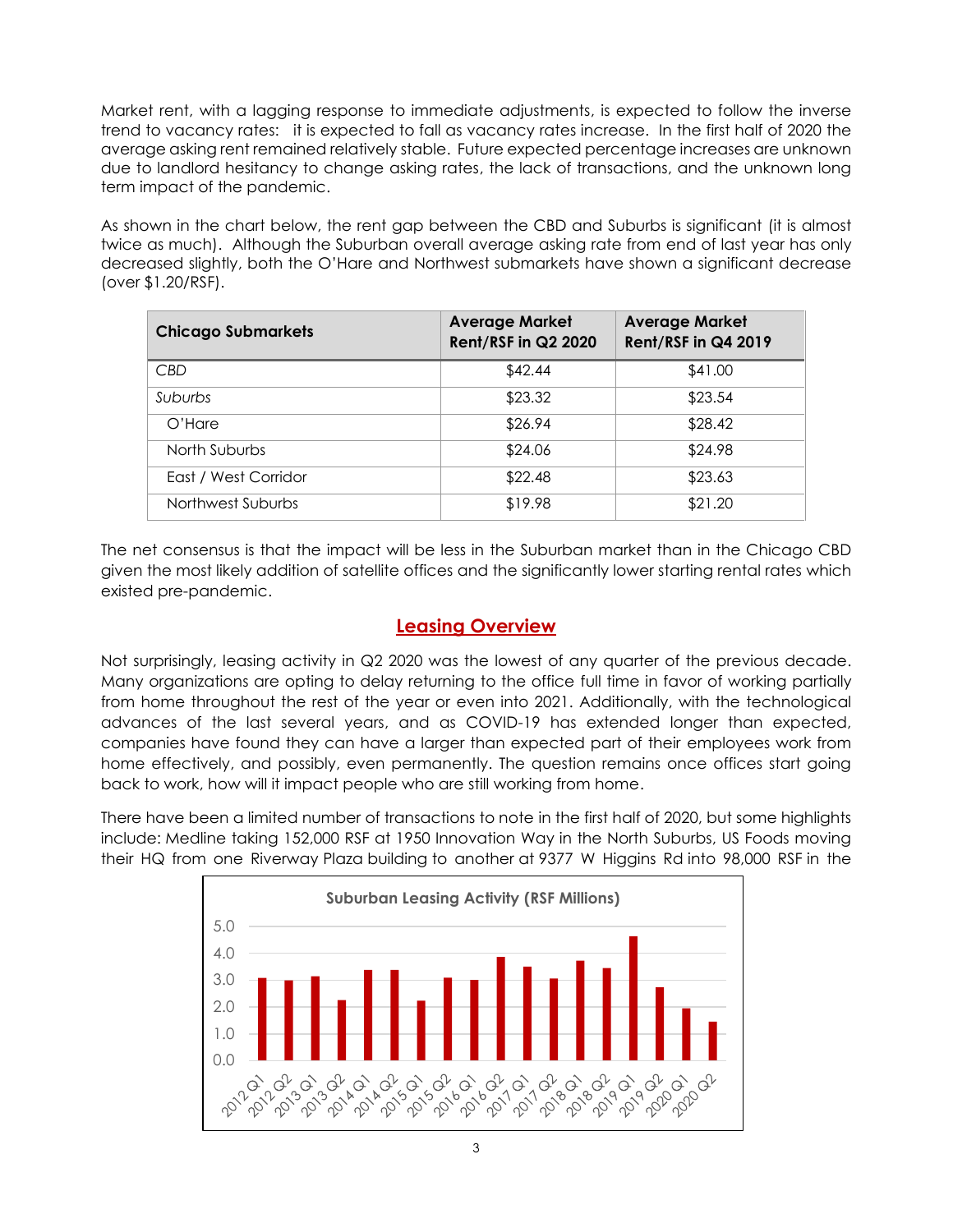Market rent, with a lagging response to immediate adjustments, is expected to follow the inverse trend to vacancy rates: it is expected to fall as vacancy rates increase. In the first half of 2020 the average asking rent remained relatively stable. Future expected percentage increases are unknown due to landlord hesitancy to change asking rates, the lack of transactions, and the unknown long term impact of the pandemic.

As shown in the chart below, the rent gap between the CBD and Suburbs is significant (it is almost twice as much). Although the Suburban overall average asking rate from end of last year has only decreased slightly, both the O'Hare and Northwest submarkets have shown a significant decrease (over $1.20/RSF).

| Chicago Submarkets | Average Market Rent/RSF in Q2 2020 | Average Market Rent/RSF in Q4 2019 |
|---|---|---|
| *CBD* | $42.44 | $41.00 |
| *Suburbs* | $23.32 | $23.54 |
| O'Hare | $26.94 | $28.42 |
| North Suburbs | $24.06 | $24.98 |
| East / West Corridor | $22.48 | $23.63 |
| Northwest Suburbs | $19.98 | $21.20 |

The net consensus is that the impact will be less in the Suburban market than in the Chicago CBD given the most likely addition of satellite offices and the significantly lower starting rental rates which existed pre-pandemic.

## Leasing Overview

Not surprisingly, leasing activity in Q2 2020 was the lowest of any quarter of the previous decade. Many organizations are opting to delay returning to the office full time in favor of working partially from home throughout the rest of the year or even into 2021. Additionally, with the technological advances of the last several years, and as COVID-19 has extended longer than expected, companies have found they can have a larger than expected part of their employees work from home effectively, and possibly, even permanently. The question remains once offices start going back to work, how will it impact people who are still working from home.

There have been a limited number of transactions to note in the first half of 2020, but some highlights include: Medline taking 152,000 RSF at 1950 Innovation Way in the North Suburbs, US Foods moving their HQ from one Riverway Plaza building to another at 9377 W Higgins Rd into 98,000 RSF in the

**Suburban Leasing Activity (RSF Millions)**

| Quarter | RSF (Millions, approx.) |
|---|---|
| 2012 Q1 | 3.1 |
| 2012 Q2 | 3.0 |
| 2013 Q1 | 3.1 |
| 2013 Q2 | 2.2 |
| 2014 Q1 | 3.4 |
| 2014 Q2 | 3.4 |
| 2015 Q1 | 2.2 |
| 2015 Q2 | 3.1 |
| 2016 Q1 | 3.0 |
| 2016 Q2 | 3.8 |
| 2017 Q1 | 3.5 |
| 2017 Q2 | 3.0 |
| 2018 Q1 | 3.7 |
| 2018 Q2 | 3.4 |
| 2019 Q1 | 4.6 |
| 2019 Q2 | 2.7 |
| 2020 Q1 | 1.9 |
| 2020 Q2 | 1.4 |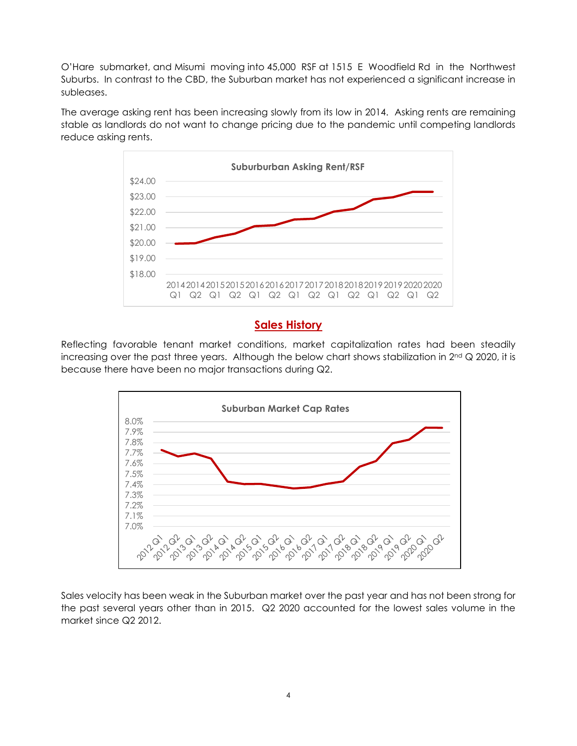O'Hare submarket, and Misumi moving into 45,000 RSF at 1515 E Woodfield Rd in the Northwest Suburbs. In contrast to the CBD, the Suburban market has not experienced a significant increase in subleases.

The average asking rent has been increasing slowly from its low in 2014. Asking rents are remaining stable as landlords do not want to change pricing due to the pandemic until competing landlords reduce asking rents.

**Suburburban Asking Rent/RSF**

## Sales History

Reflecting favorable tenant market conditions, market capitalization rates had been steadily increasing over the past three years. Although the below chart shows stabilization in 2nd Q 2020, it is because there have been no major transactions during Q2.

**Suburban Market Cap Rates**

Sales velocity has been weak in the Suburban market over the past year and has not been strong for the past several years other than in 2015. Q2 2020 accounted for the lowest sales volume in the market since Q2 2012.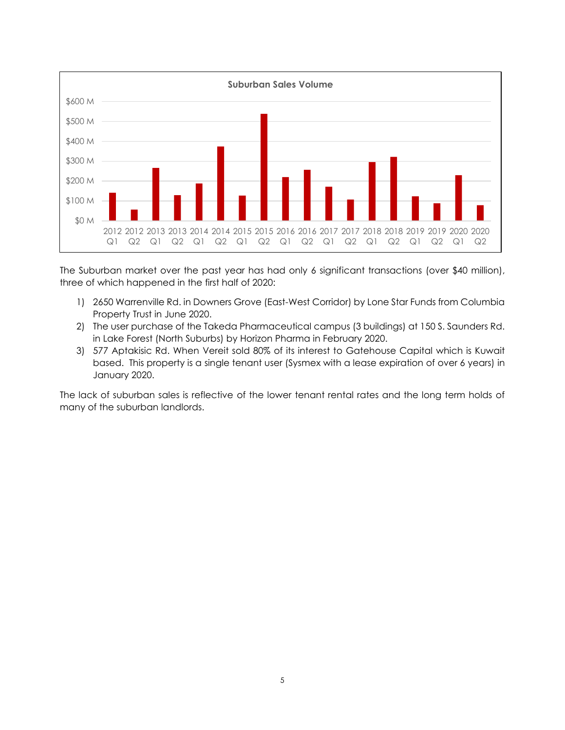Suburban Sales Volume

$600 M
$500 M
$400 M
$300 M
$200 M
$100 M
$0 M

2012 Q1
2012 Q2
2013 Q1
2013 Q2
2014 Q1
2014 Q2
2015 Q1
2015 Q2
2016 Q1
2016 Q2
2017 Q1
2017 Q2
2018 Q1
2018 Q2
2019 Q1
2019 Q2
2020 Q1
2020 Q2

The Suburban market over the past year has had only 6 significant transactions (over $40 million), three of which happened in the first half of 2020:

1) 2650 Warrenville Rd. in Downers Grove (East-West Corridor) by Lone Star Funds from Columbia Property Trust in June 2020.
2) The user purchase of the Takeda Pharmaceutical campus (3 buildings) at 150 S. Saunders Rd. in Lake Forest (North Suburbs) by Horizon Pharma in February 2020.
3) 577 Aptakisic Rd. When Vereit sold 80% of its interest to Gatehouse Capital which is Kuwait based. This property is a single tenant user (Sysmex with a lease expiration of over 6 years) in January 2020.

The lack of suburban sales is reflective of the lower tenant rental rates and the long term holds of many of the suburban landlords.